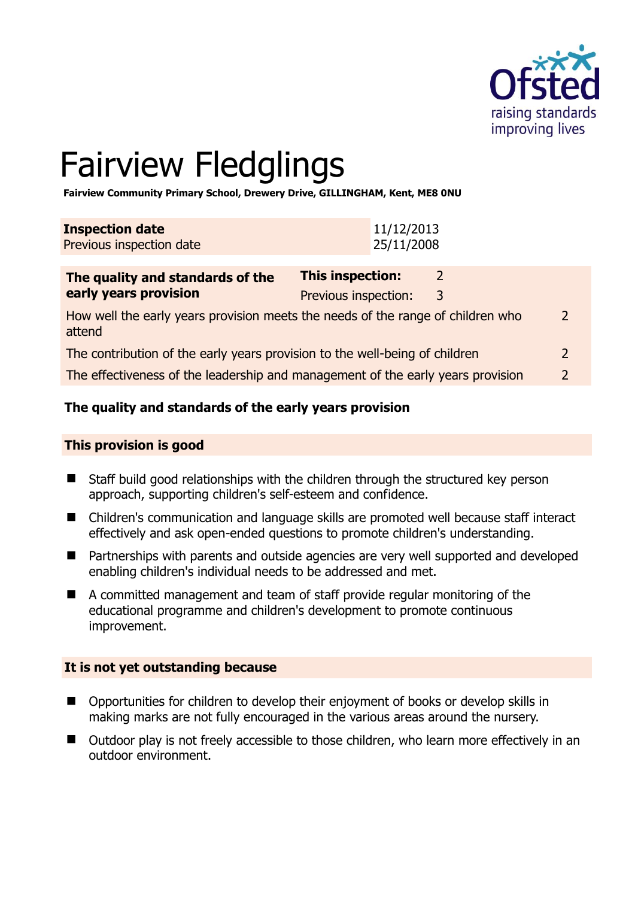# Fairview Fledglings

**Fairview Community Primary School, Drewery Drive, GILLINGHAM, Kent, ME8 0NU**

| **Inspection date** | 11/12/2013 |
|---|---|
| Previous inspection date | 25/11/2008 |

| **The quality and standards of the early years provision** | **This inspection:** | 2 |
|---|---|---|
| | Previous inspection: | 3 |
| How well the early years provision meets the needs of the range of children who attend | | 2 |
| The contribution of the early years provision to the well-being of children | | 2 |
| The effectiveness of the leadership and management of the early years provision | | 2 |

**The quality and standards of the early years provision**

**This provision is good**

- Staff build good relationships with the children through the structured key person approach, supporting children's self-esteem and confidence.
- Children's communication and language skills are promoted well because staff interact effectively and ask open-ended questions to promote children's understanding.
- Partnerships with parents and outside agencies are very well supported and developed enabling children's individual needs to be addressed and met.
- A committed management and team of staff provide regular monitoring of the educational programme and children's development to promote continuous improvement.

**It is not yet outstanding because**

- Opportunities for children to develop their enjoyment of books or develop skills in making marks are not fully encouraged in the various areas around the nursery.
- Outdoor play is not freely accessible to those children, who learn more effectively in an outdoor environment.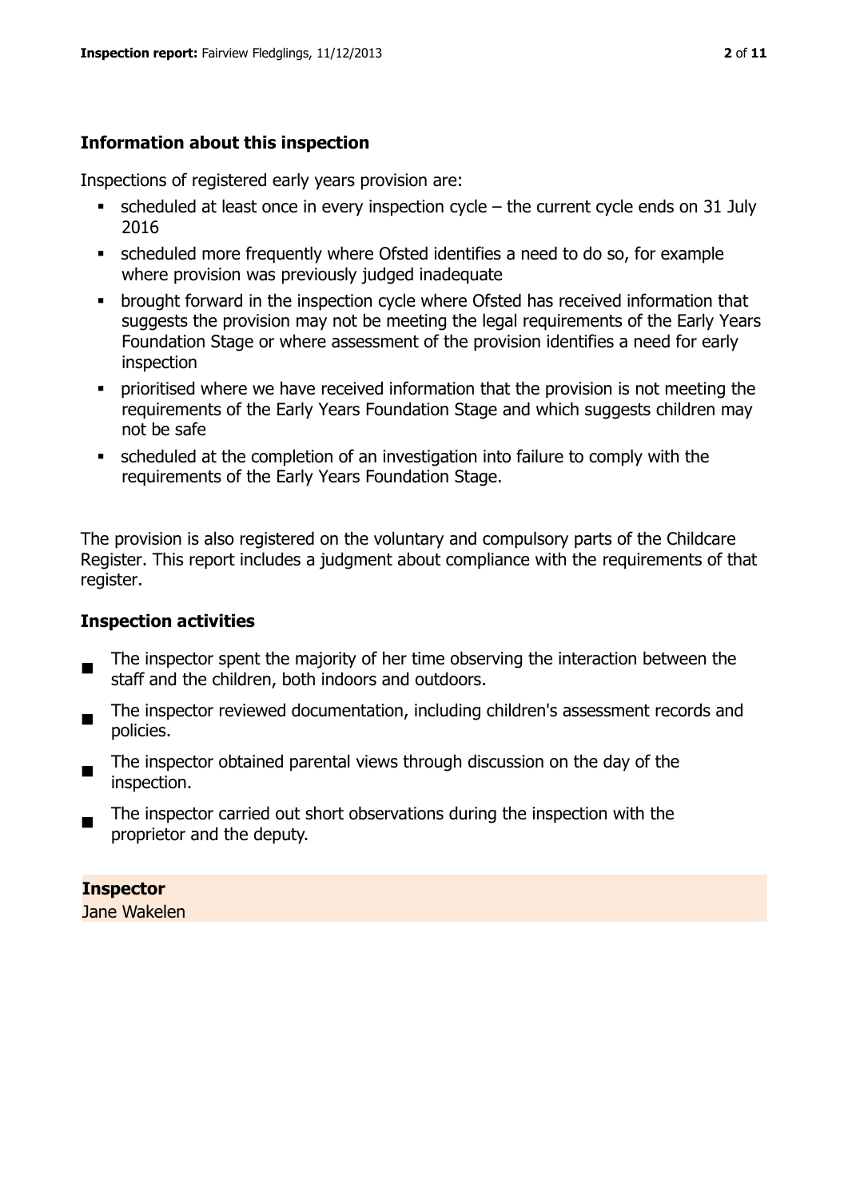## Information about this inspection

Inspections of registered early years provision are:

- scheduled at least once in every inspection cycle – the current cycle ends on 31 July 2016
- scheduled more frequently where Ofsted identifies a need to do so, for example where provision was previously judged inadequate
- brought forward in the inspection cycle where Ofsted has received information that suggests the provision may not be meeting the legal requirements of the Early Years Foundation Stage or where assessment of the provision identifies a need for early inspection
- prioritised where we have received information that the provision is not meeting the requirements of the Early Years Foundation Stage and which suggests children may not be safe
- scheduled at the completion of an investigation into failure to comply with the requirements of the Early Years Foundation Stage.

The provision is also registered on the voluntary and compulsory parts of the Childcare Register. This report includes a judgment about compliance with the requirements of that register.

## Inspection activities

- The inspector spent the majority of her time observing the interaction between the staff and the children, both indoors and outdoors.
- The inspector reviewed documentation, including children's assessment records and policies.
- The inspector obtained parental views through discussion on the day of the inspection.
- The inspector carried out short observations during the inspection with the proprietor and the deputy.

**Inspector**
Jane Wakelen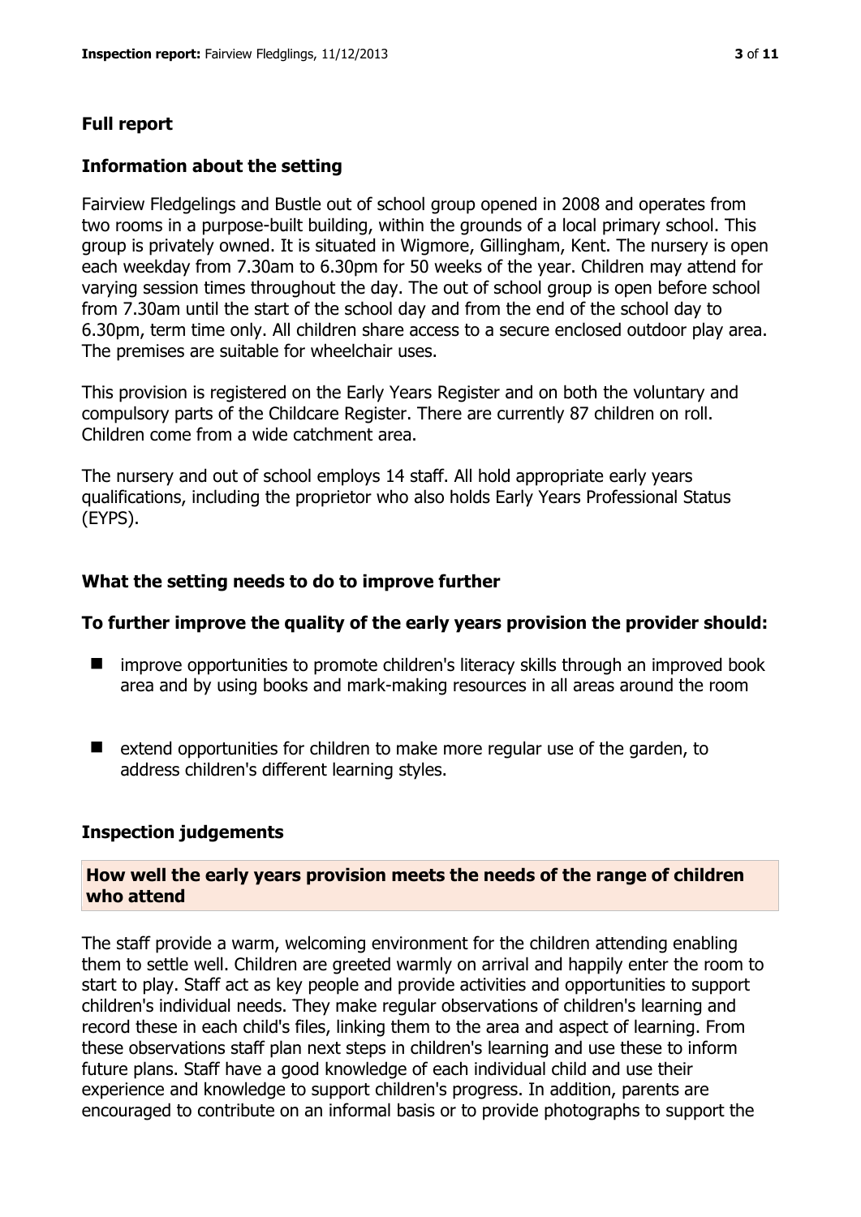## Full report

### Information about the setting

Fairview Fledgelings and Bustle out of school group opened in 2008 and operates from two rooms in a purpose-built building, within the grounds of a local primary school. This group is privately owned. It is situated in Wigmore, Gillingham, Kent. The nursery is open each weekday from 7.30am to 6.30pm for 50 weeks of the year. Children may attend for varying session times throughout the day. The out of school group is open before school from 7.30am until the start of the school day and from the end of the school day to 6.30pm, term time only. All children share access to a secure enclosed outdoor play area. The premises are suitable for wheelchair uses.

This provision is registered on the Early Years Register and on both the voluntary and compulsory parts of the Childcare Register. There are currently 87 children on roll. Children come from a wide catchment area.

The nursery and out of school employs 14 staff. All hold appropriate early years qualifications, including the proprietor who also holds Early Years Professional Status (EYPS).

### What the setting needs to do to improve further

#### To further improve the quality of the early years provision the provider should:

- improve opportunities to promote children's literacy skills through an improved book area and by using books and mark-making resources in all areas around the room
- extend opportunities for children to make more regular use of the garden, to address children's different learning styles.

### Inspection judgements

#### How well the early years provision meets the needs of the range of children who attend

The staff provide a warm, welcoming environment for the children attending enabling them to settle well. Children are greeted warmly on arrival and happily enter the room to start to play. Staff act as key people and provide activities and opportunities to support children's individual needs. They make regular observations of children's learning and record these in each child's files, linking them to the area and aspect of learning. From these observations staff plan next steps in children's learning and use these to inform future plans. Staff have a good knowledge of each individual child and use their experience and knowledge to support children's progress. In addition, parents are encouraged to contribute on an informal basis or to provide photographs to support the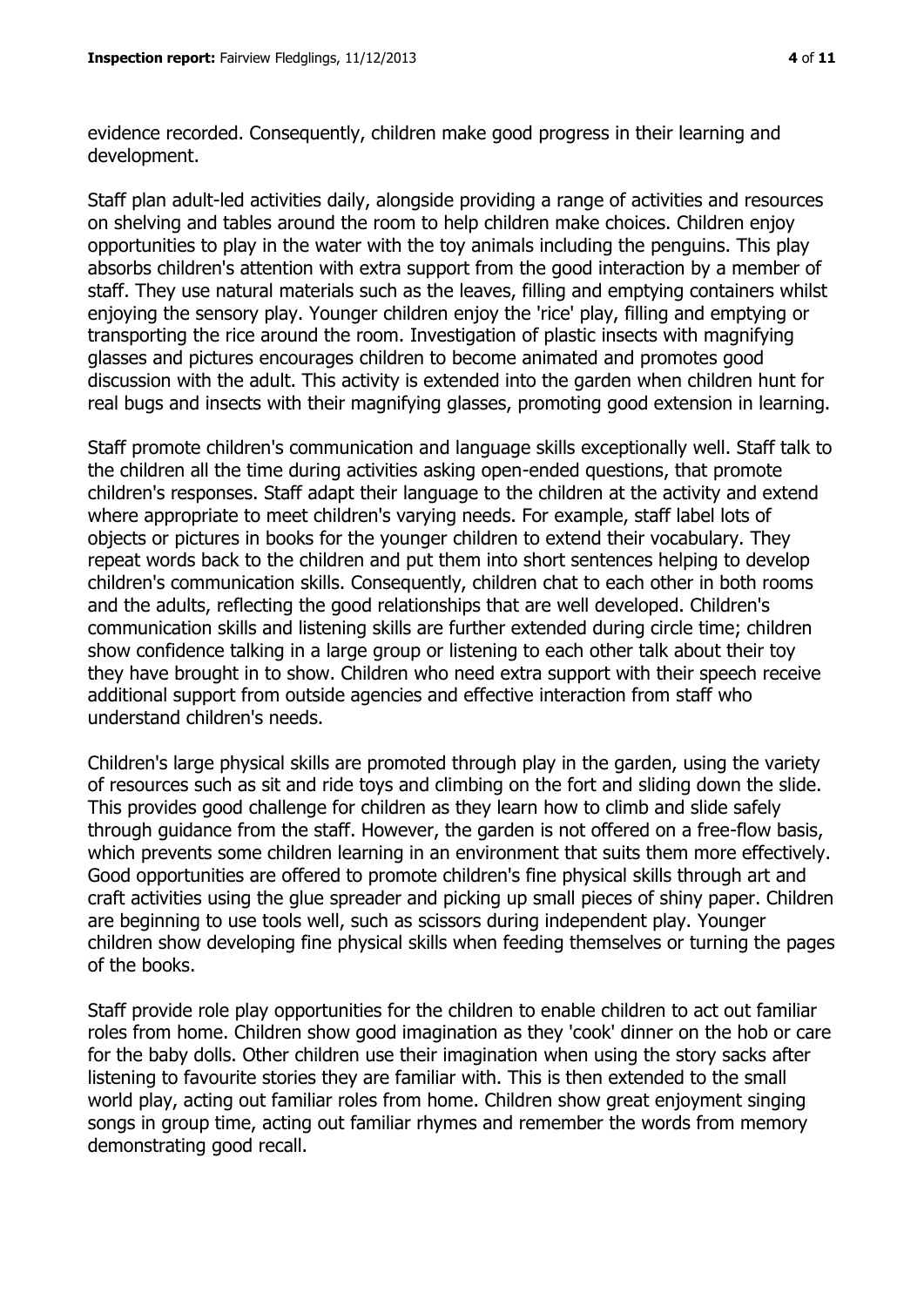evidence recorded. Consequently, children make good progress in their learning and development.

Staff plan adult-led activities daily, alongside providing a range of activities and resources on shelving and tables around the room to help children make choices. Children enjoy opportunities to play in the water with the toy animals including the penguins. This play absorbs children's attention with extra support from the good interaction by a member of staff. They use natural materials such as the leaves, filling and emptying containers whilst enjoying the sensory play. Younger children enjoy the 'rice' play, filling and emptying or transporting the rice around the room. Investigation of plastic insects with magnifying glasses and pictures encourages children to become animated and promotes good discussion with the adult. This activity is extended into the garden when children hunt for real bugs and insects with their magnifying glasses, promoting good extension in learning.

Staff promote children's communication and language skills exceptionally well. Staff talk to the children all the time during activities asking open-ended questions, that promote children's responses. Staff adapt their language to the children at the activity and extend where appropriate to meet children's varying needs. For example, staff label lots of objects or pictures in books for the younger children to extend their vocabulary. They repeat words back to the children and put them into short sentences helping to develop children's communication skills. Consequently, children chat to each other in both rooms and the adults, reflecting the good relationships that are well developed. Children's communication skills and listening skills are further extended during circle time; children show confidence talking in a large group or listening to each other talk about their toy they have brought in to show. Children who need extra support with their speech receive additional support from outside agencies and effective interaction from staff who understand children's needs.

Children's large physical skills are promoted through play in the garden, using the variety of resources such as sit and ride toys and climbing on the fort and sliding down the slide. This provides good challenge for children as they learn how to climb and slide safely through guidance from the staff. However, the garden is not offered on a free-flow basis, which prevents some children learning in an environment that suits them more effectively. Good opportunities are offered to promote children's fine physical skills through art and craft activities using the glue spreader and picking up small pieces of shiny paper. Children are beginning to use tools well, such as scissors during independent play. Younger children show developing fine physical skills when feeding themselves or turning the pages of the books.

Staff provide role play opportunities for the children to enable children to act out familiar roles from home. Children show good imagination as they 'cook' dinner on the hob or care for the baby dolls. Other children use their imagination when using the story sacks after listening to favourite stories they are familiar with. This is then extended to the small world play, acting out familiar roles from home. Children show great enjoyment singing songs in group time, acting out familiar rhymes and remember the words from memory demonstrating good recall.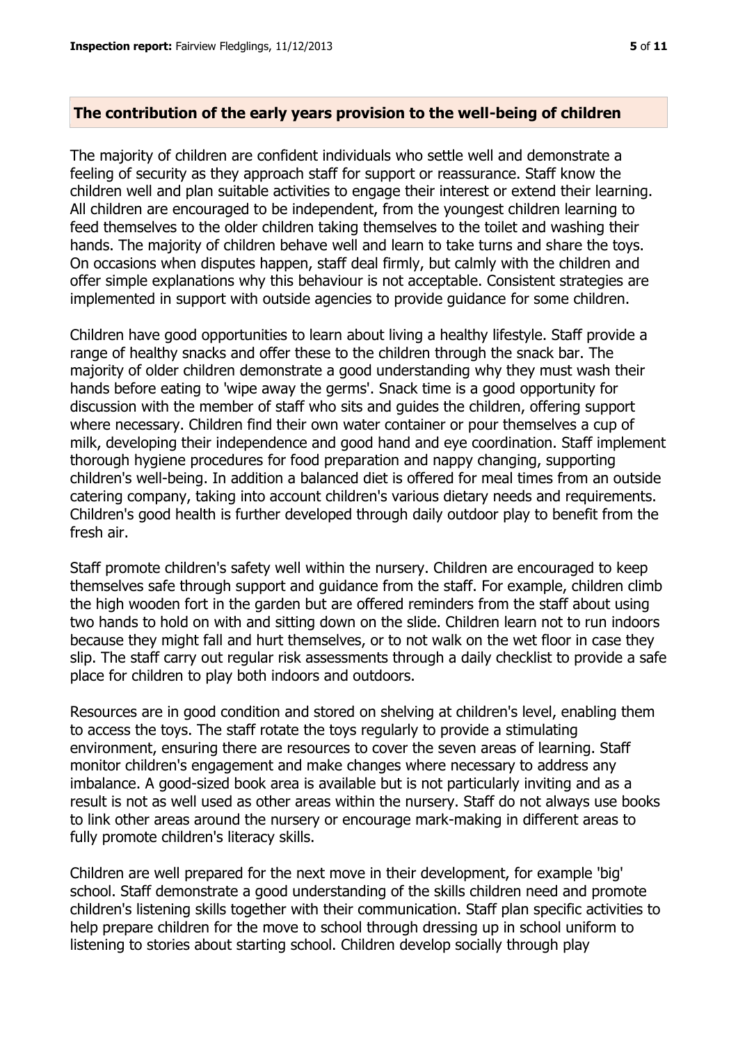## The contribution of the early years provision to the well-being of children

The majority of children are confident individuals who settle well and demonstrate a feeling of security as they approach staff for support or reassurance. Staff know the children well and plan suitable activities to engage their interest or extend their learning. All children are encouraged to be independent, from the youngest children learning to feed themselves to the older children taking themselves to the toilet and washing their hands. The majority of children behave well and learn to take turns and share the toys. On occasions when disputes happen, staff deal firmly, but calmly with the children and offer simple explanations why this behaviour is not acceptable. Consistent strategies are implemented in support with outside agencies to provide guidance for some children.

Children have good opportunities to learn about living a healthy lifestyle. Staff provide a range of healthy snacks and offer these to the children through the snack bar. The majority of older children demonstrate a good understanding why they must wash their hands before eating to 'wipe away the germs'. Snack time is a good opportunity for discussion with the member of staff who sits and guides the children, offering support where necessary. Children find their own water container or pour themselves a cup of milk, developing their independence and good hand and eye coordination. Staff implement thorough hygiene procedures for food preparation and nappy changing, supporting children's well-being. In addition a balanced diet is offered for meal times from an outside catering company, taking into account children's various dietary needs and requirements. Children's good health is further developed through daily outdoor play to benefit from the fresh air.

Staff promote children's safety well within the nursery. Children are encouraged to keep themselves safe through support and guidance from the staff. For example, children climb the high wooden fort in the garden but are offered reminders from the staff about using two hands to hold on with and sitting down on the slide. Children learn not to run indoors because they might fall and hurt themselves, or to not walk on the wet floor in case they slip. The staff carry out regular risk assessments through a daily checklist to provide a safe place for children to play both indoors and outdoors.

Resources are in good condition and stored on shelving at children's level, enabling them to access the toys. The staff rotate the toys regularly to provide a stimulating environment, ensuring there are resources to cover the seven areas of learning. Staff monitor children's engagement and make changes where necessary to address any imbalance. A good-sized book area is available but is not particularly inviting and as a result is not as well used as other areas within the nursery. Staff do not always use books to link other areas around the nursery or encourage mark-making in different areas to fully promote children's literacy skills.

Children are well prepared for the next move in their development, for example 'big' school. Staff demonstrate a good understanding of the skills children need and promote children's listening skills together with their communication. Staff plan specific activities to help prepare children for the move to school through dressing up in school uniform to listening to stories about starting school. Children develop socially through play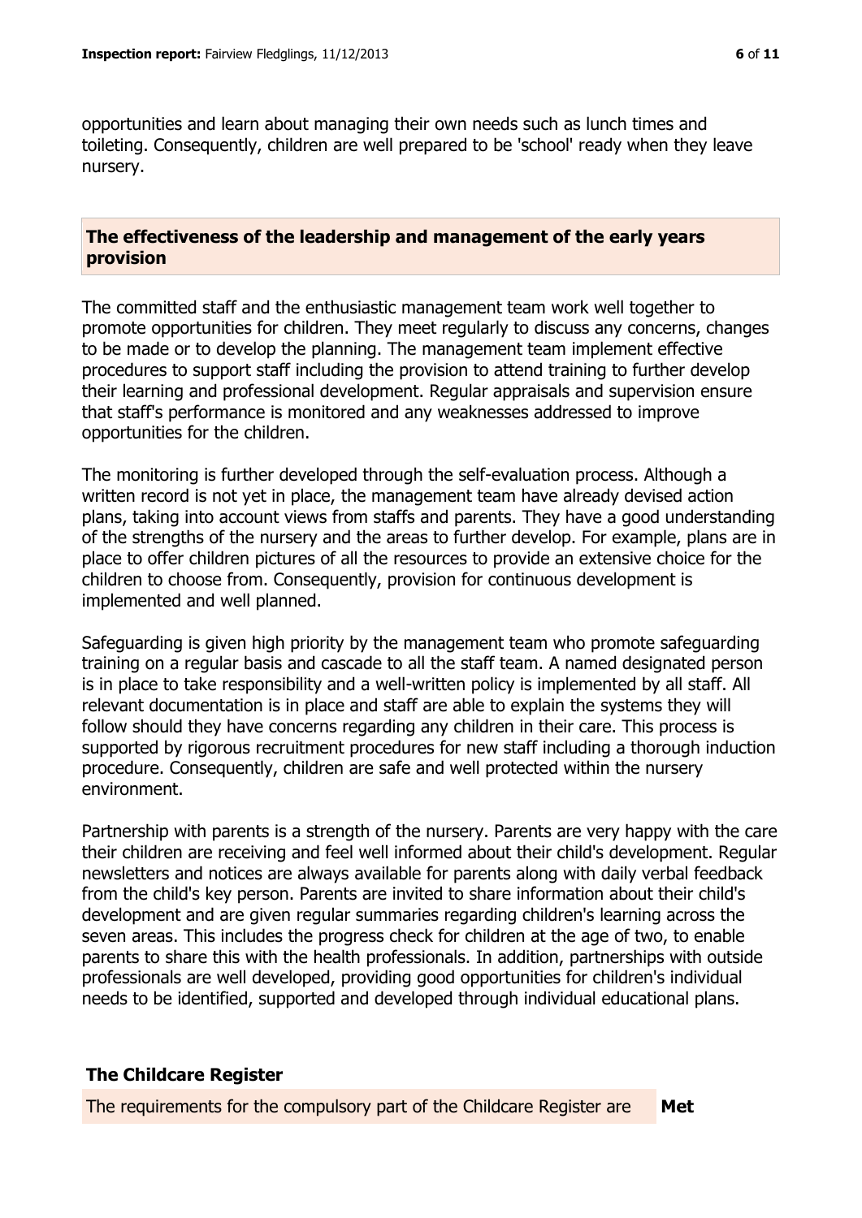opportunities and learn about managing their own needs such as lunch times and toileting. Consequently, children are well prepared to be 'school' ready when they leave nursery.

## The effectiveness of the leadership and management of the early years provision

The committed staff and the enthusiastic management team work well together to promote opportunities for children. They meet regularly to discuss any concerns, changes to be made or to develop the planning. The management team implement effective procedures to support staff including the provision to attend training to further develop their learning and professional development. Regular appraisals and supervision ensure that staff's performance is monitored and any weaknesses addressed to improve opportunities for the children.

The monitoring is further developed through the self-evaluation process. Although a written record is not yet in place, the management team have already devised action plans, taking into account views from staffs and parents. They have a good understanding of the strengths of the nursery and the areas to further develop. For example, plans are in place to offer children pictures of all the resources to provide an extensive choice for the children to choose from. Consequently, provision for continuous development is implemented and well planned.

Safeguarding is given high priority by the management team who promote safeguarding training on a regular basis and cascade to all the staff team. A named designated person is in place to take responsibility and a well-written policy is implemented by all staff. All relevant documentation is in place and staff are able to explain the systems they will follow should they have concerns regarding any children in their care. This process is supported by rigorous recruitment procedures for new staff including a thorough induction procedure. Consequently, children are safe and well protected within the nursery environment.

Partnership with parents is a strength of the nursery. Parents are very happy with the care their children are receiving and feel well informed about their child's development. Regular newsletters and notices are always available for parents along with daily verbal feedback from the child's key person. Parents are invited to share information about their child's development and are given regular summaries regarding children's learning across the seven areas. This includes the progress check for children at the age of two, to enable parents to share this with the health professionals. In addition, partnerships with outside professionals are well developed, providing good opportunities for children's individual needs to be identified, supported and developed through individual educational plans.

## The Childcare Register

| The requirements for the compulsory part of the Childcare Register are | **Met** |
|---|---|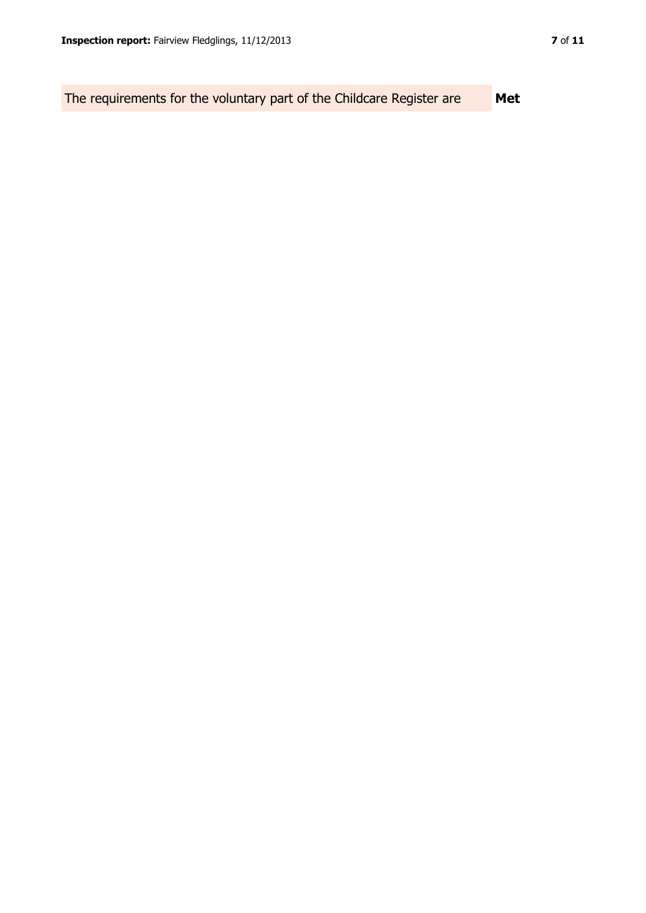| The requirements for the voluntary part of the Childcare Register are | **Met** |
| --- | --- |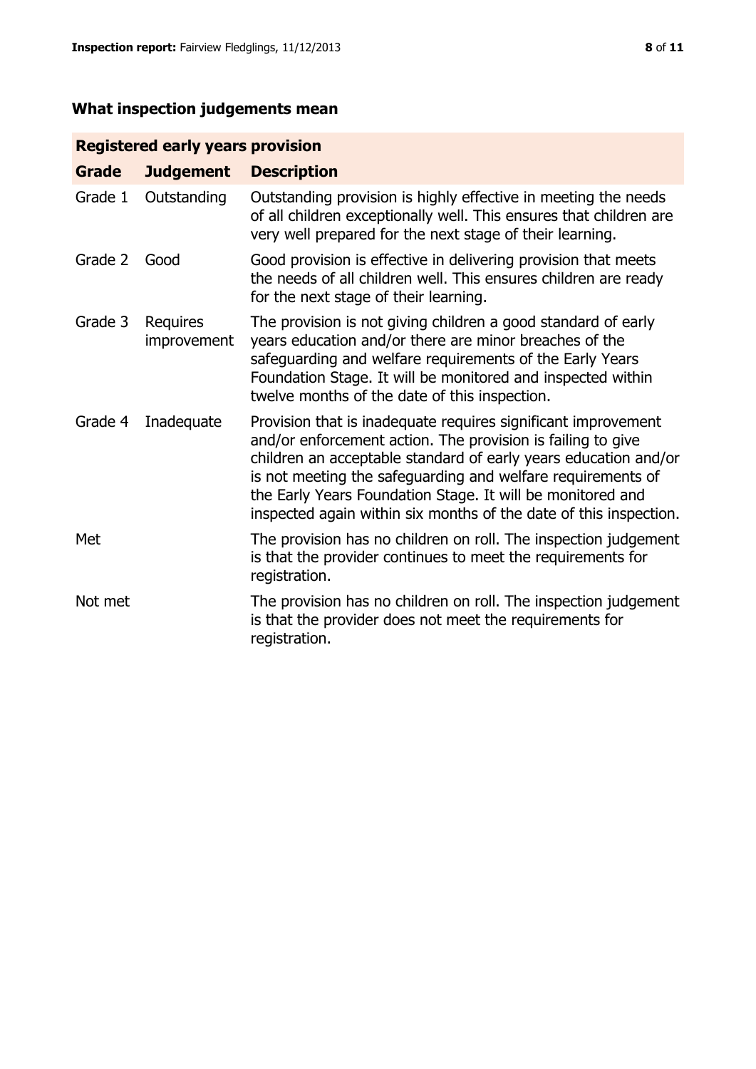## What inspection judgements mean

| Registered early years provision | | |
|---|---|---|
| **Grade** | **Judgement** | **Description** |
| Grade 1 | Outstanding | Outstanding provision is highly effective in meeting the needs of all children exceptionally well. This ensures that children are very well prepared for the next stage of their learning. |
| Grade 2 | Good | Good provision is effective in delivering provision that meets the needs of all children well. This ensures children are ready for the next stage of their learning. |
| Grade 3 | Requires improvement | The provision is not giving children a good standard of early years education and/or there are minor breaches of the safeguarding and welfare requirements of the Early Years Foundation Stage. It will be monitored and inspected within twelve months of the date of this inspection. |
| Grade 4 | Inadequate | Provision that is inadequate requires significant improvement and/or enforcement action. The provision is failing to give children an acceptable standard of early years education and/or is not meeting the safeguarding and welfare requirements of the Early Years Foundation Stage. It will be monitored and inspected again within six months of the date of this inspection. |
| Met | | The provision has no children on roll. The inspection judgement is that the provider continues to meet the requirements for registration. |
| Not met | | The provision has no children on roll. The inspection judgement is that the provider does not meet the requirements for registration. |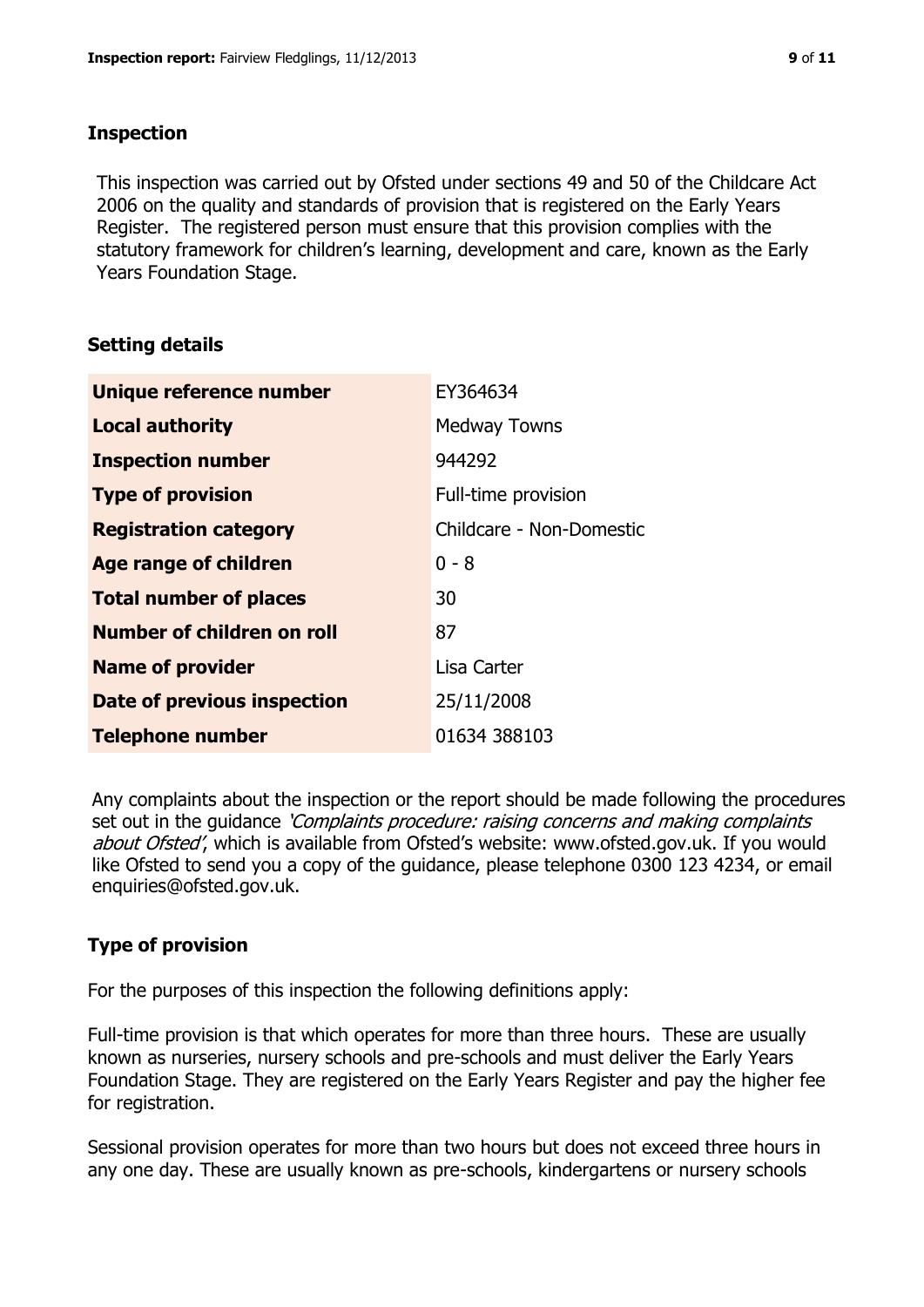## Inspection

This inspection was carried out by Ofsted under sections 49 and 50 of the Childcare Act 2006 on the quality and standards of provision that is registered on the Early Years Register. The registered person must ensure that this provision complies with the statutory framework for children's learning, development and care, known as the Early Years Foundation Stage.

## Setting details

| | |
|---|---|
| **Unique reference number** | EY364634 |
| **Local authority** | Medway Towns |
| **Inspection number** | 944292 |
| **Type of provision** | Full-time provision |
| **Registration category** | Childcare - Non-Domestic |
| **Age range of children** | 0 - 8 |
| **Total number of places** | 30 |
| **Number of children on roll** | 87 |
| **Name of provider** | Lisa Carter |
| **Date of previous inspection** | 25/11/2008 |
| **Telephone number** | 01634 388103 |

Any complaints about the inspection or the report should be made following the procedures set out in the guidance *'Complaints procedure: raising concerns and making complaints about Ofsted'*, which is available from Ofsted's website: www.ofsted.gov.uk. If you would like Ofsted to send you a copy of the guidance, please telephone 0300 123 4234, or email enquiries@ofsted.gov.uk.

## Type of provision

For the purposes of this inspection the following definitions apply:

Full-time provision is that which operates for more than three hours. These are usually known as nurseries, nursery schools and pre-schools and must deliver the Early Years Foundation Stage. They are registered on the Early Years Register and pay the higher fee for registration.

Sessional provision operates for more than two hours but does not exceed three hours in any one day. These are usually known as pre-schools, kindergartens or nursery schools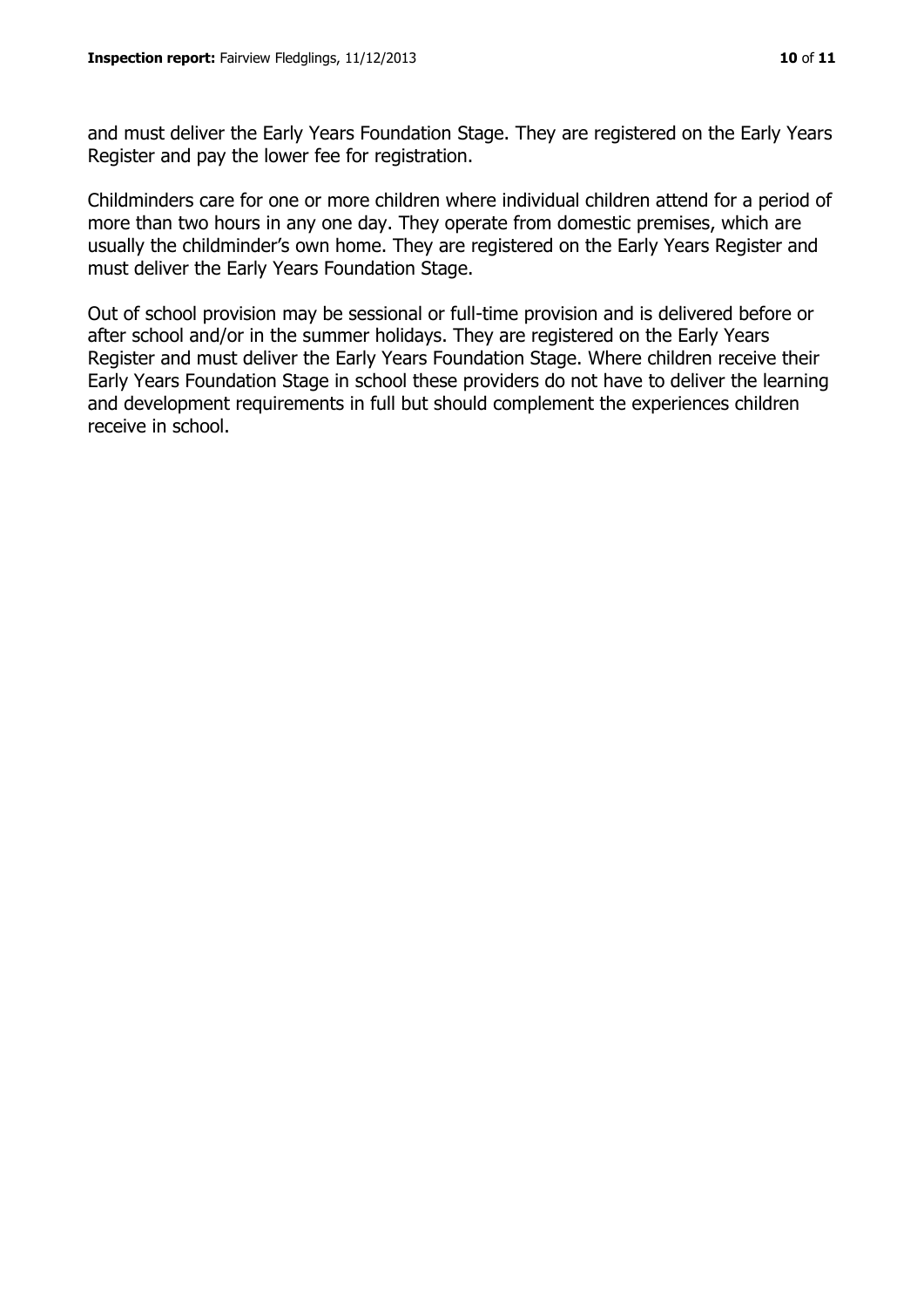and must deliver the Early Years Foundation Stage. They are registered on the Early Years Register and pay the lower fee for registration.

Childminders care for one or more children where individual children attend for a period of more than two hours in any one day. They operate from domestic premises, which are usually the childminder's own home. They are registered on the Early Years Register and must deliver the Early Years Foundation Stage.

Out of school provision may be sessional or full-time provision and is delivered before or after school and/or in the summer holidays. They are registered on the Early Years Register and must deliver the Early Years Foundation Stage. Where children receive their Early Years Foundation Stage in school these providers do not have to deliver the learning and development requirements in full but should complement the experiences children receive in school.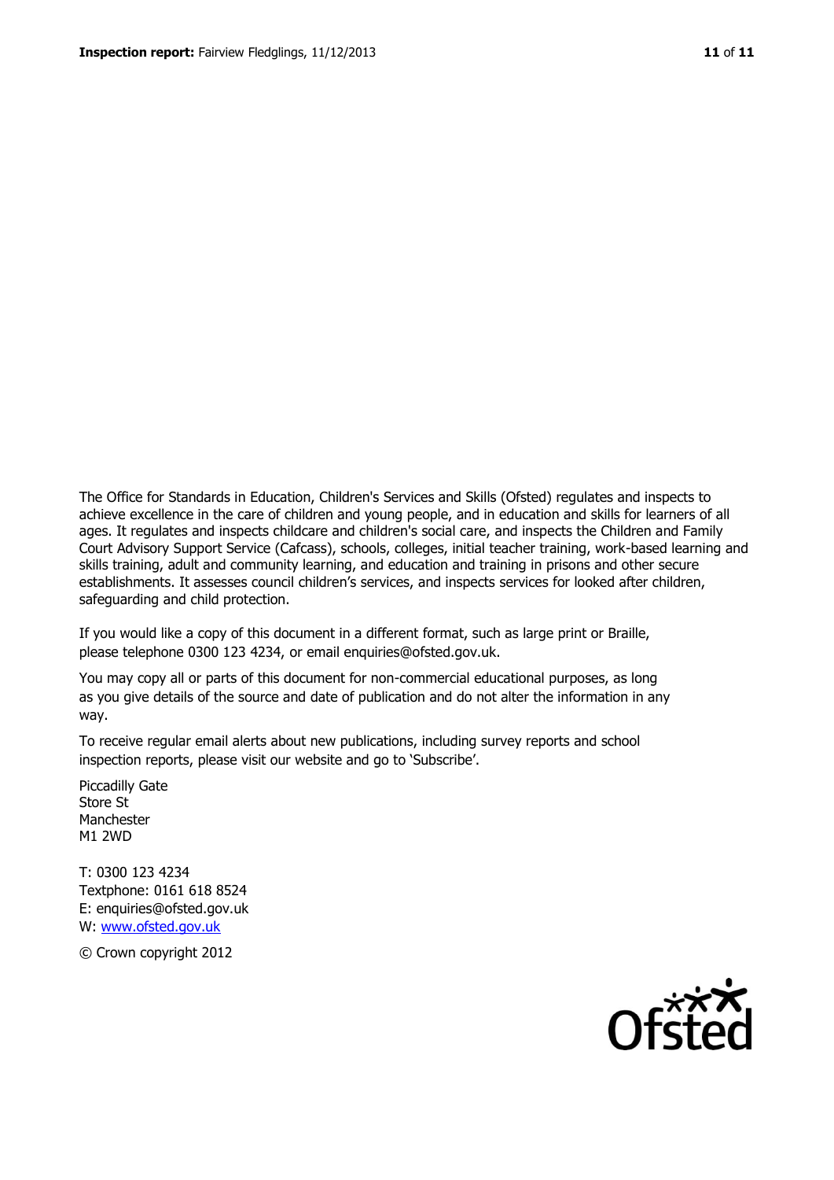The Office for Standards in Education, Children's Services and Skills (Ofsted) regulates and inspects to achieve excellence in the care of children and young people, and in education and skills for learners of all ages. It regulates and inspects childcare and children's social care, and inspects the Children and Family Court Advisory Support Service (Cafcass), schools, colleges, initial teacher training, work-based learning and skills training, adult and community learning, and education and training in prisons and other secure establishments. It assesses council children's services, and inspects services for looked after children, safeguarding and child protection.

If you would like a copy of this document in a different format, such as large print or Braille, please telephone 0300 123 4234, or email enquiries@ofsted.gov.uk.

You may copy all or parts of this document for non-commercial educational purposes, as long as you give details of the source and date of publication and do not alter the information in any way.

To receive regular email alerts about new publications, including survey reports and school inspection reports, please visit our website and go to 'Subscribe'.

Piccadilly Gate
Store St
Manchester
M1 2WD

T: 0300 123 4234
Textphone: 0161 618 8524
E: enquiries@ofsted.gov.uk
W: [www.ofsted.gov.uk](http://www.ofsted.gov.uk)

© Crown copyright 2012

Ofsted